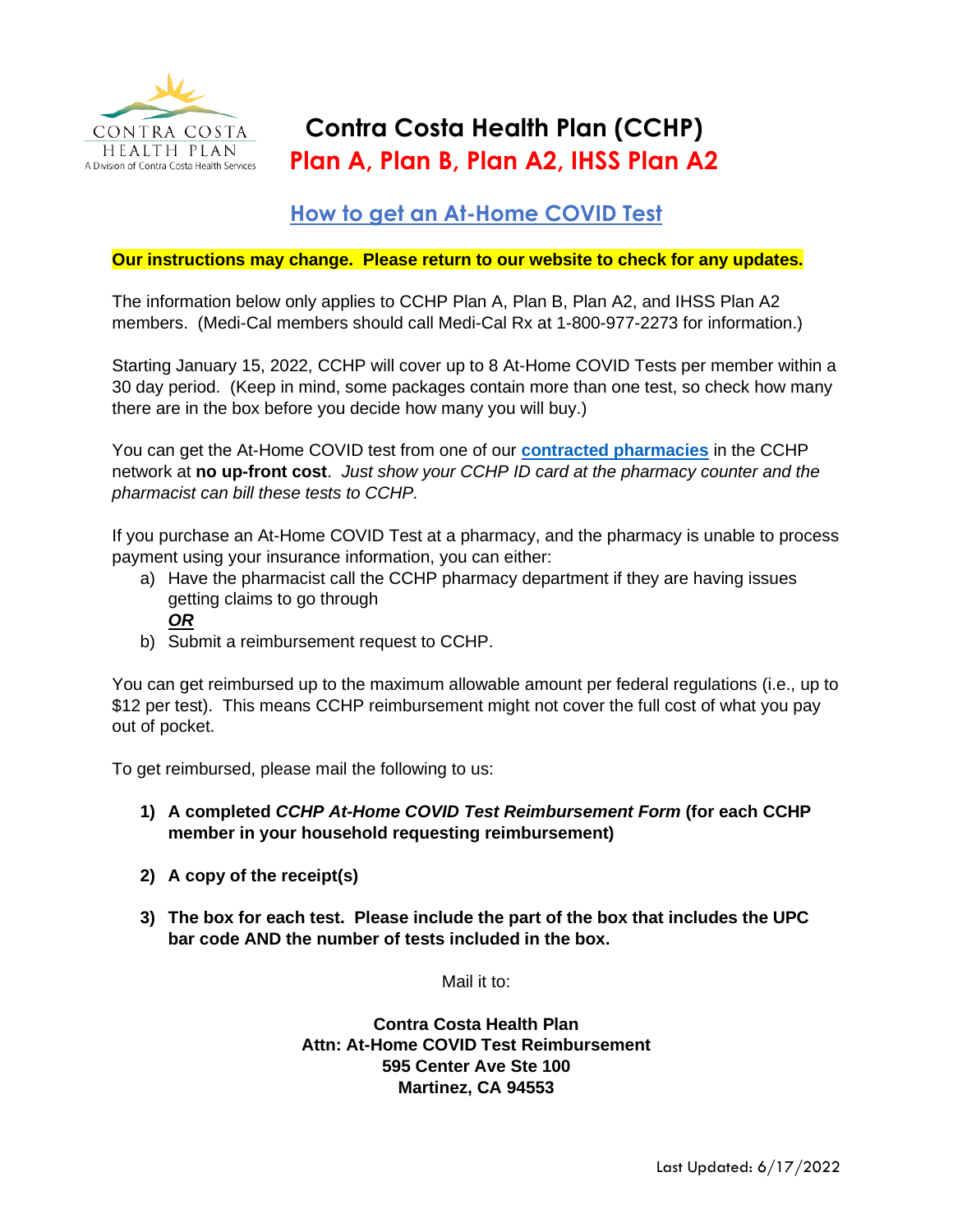CONTRA COSTA HEALTH PLAN
A Division of Contra Costa Health Services

# Contra Costa Health Plan (CCHP)

# Plan A, Plan B, Plan A2, IHSS Plan A2

## How to get an At-Home COVID Test

**Our instructions may change. Please return to our website to check for any updates.**

The information below only applies to CCHP Plan A, Plan B, Plan A2, and IHSS Plan A2 members. (Medi-Cal members should call Medi-Cal Rx at 1-800-977-2273 for information.)

Starting January 15, 2022, CCHP will cover up to 8 At-Home COVID Tests per member within a 30 day period. (Keep in mind, some packages contain more than one test, so check how many there are in the box before you decide how many you will buy.)

You can get the At-Home COVID test from one of our **contracted pharmacies** in the CCHP network at **no up-front cost**. *Just show your CCHP ID card at the pharmacy counter and the pharmacist can bill these tests to CCHP.*

If you purchase an At-Home COVID Test at a pharmacy, and the pharmacy is unable to process payment using your insurance information, you can either:

a) Have the pharmacist call the CCHP pharmacy department if they are having issues getting claims to go through
   ***OR***
b) Submit a reimbursement request to CCHP.

You can get reimbursed up to the maximum allowable amount per federal regulations (i.e., up to $12 per test). This means CCHP reimbursement might not cover the full cost of what you pay out of pocket.

To get reimbursed, please mail the following to us:

1) **A completed *CCHP At-Home COVID Test Reimbursement Form* (for each CCHP member in your household requesting reimbursement)**

2) **A copy of the receipt(s)**

3) **The box for each test. Please include the part of the box that includes the UPC bar code AND the number of tests included in the box.**

Mail it to:

**Contra Costa Health Plan**
**Attn: At-Home COVID Test Reimbursement**
**595 Center Ave Ste 100**
**Martinez, CA 94553**

Last Updated: 6/17/2022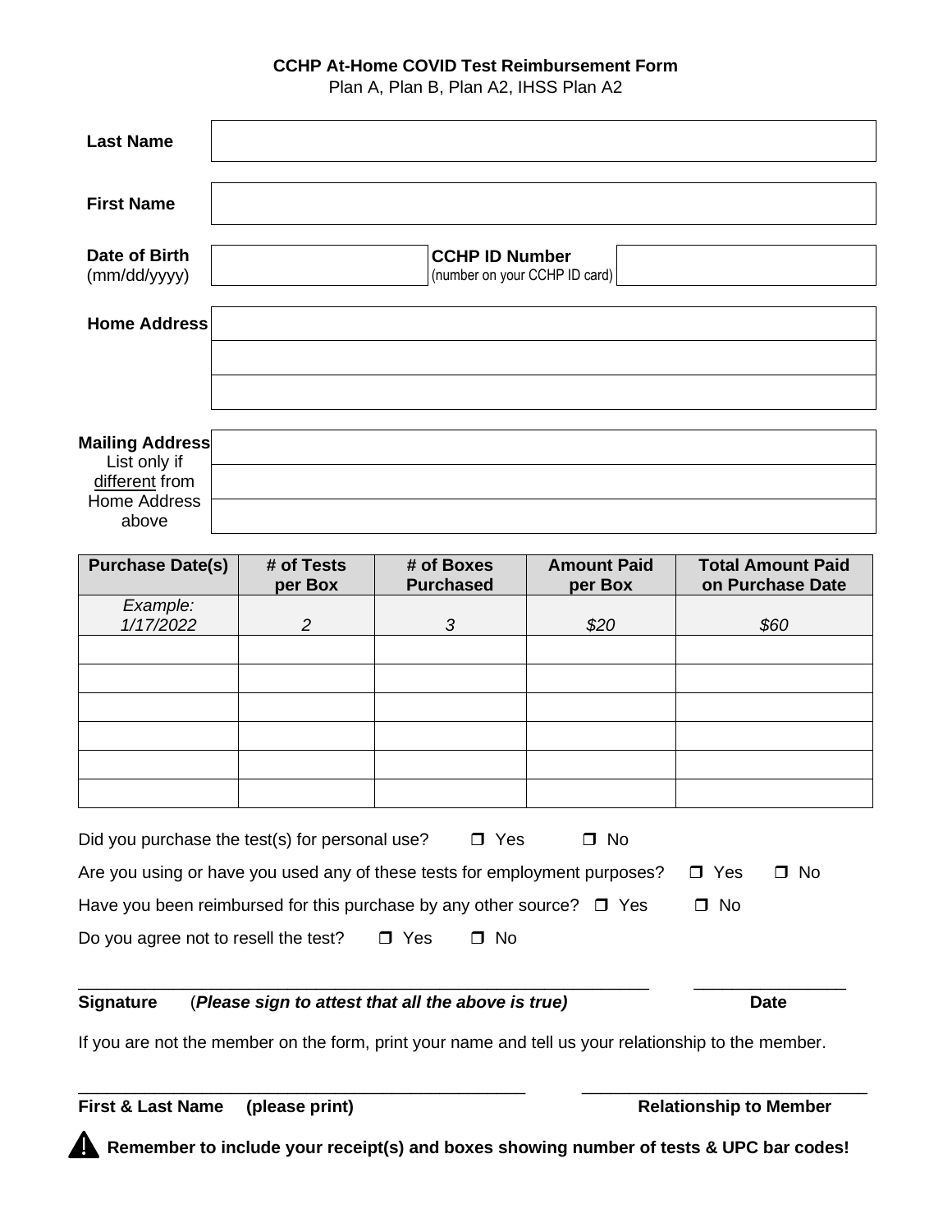**CCHP At-Home COVID Test Reimbursement Form**

Plan A, Plan B, Plan A2, IHSS Plan A2

| | |
|---|---|
| **Last Name** | |
| **First Name** | |

| | | | |
|---|---|---|---|
| **Date of Birth** (mm/dd/yyyy) | | **CCHP ID Number** (number on your CCHP ID card) | |

| | |
|---|---|
| **Home Address** | |
| | |
| | |

| | |
|---|---|
| **Mailing Address** List only if different from Home Address above | |
| | |
| | |

| Purchase Date(s) | # of Tests per Box | # of Boxes Purchased | Amount Paid per Box | Total Amount Paid on Purchase Date |
|---|---|---|---|---|
| *Example: 1/17/2022* | *2* | *3* | *$20* | *$60* |
| | | | | |
| | | | | |
| | | | | |
| | | | | |
| | | | | |
| | | | | |

Did you purchase the test(s) for personal use? ☐ Yes ☐ No

Are you using or have you used any of these tests for employment purposes? ☐ Yes ☐ No

Have you been reimbursed for this purchase by any other source? ☐ Yes ☐ No

Do you agree not to resell the test? ☐ Yes ☐ No

______________________________________________ ________________

**Signature** (***Please sign to attest that all the above is true)*** **Date**

If you are not the member on the form, print your name and tell us your relationship to the member.

______________________________________________ ____________________________

**First & Last Name (please print)** **Relationship to Member**

⚠ **Remember to include your receipt(s) and boxes showing number of tests & UPC bar codes!**